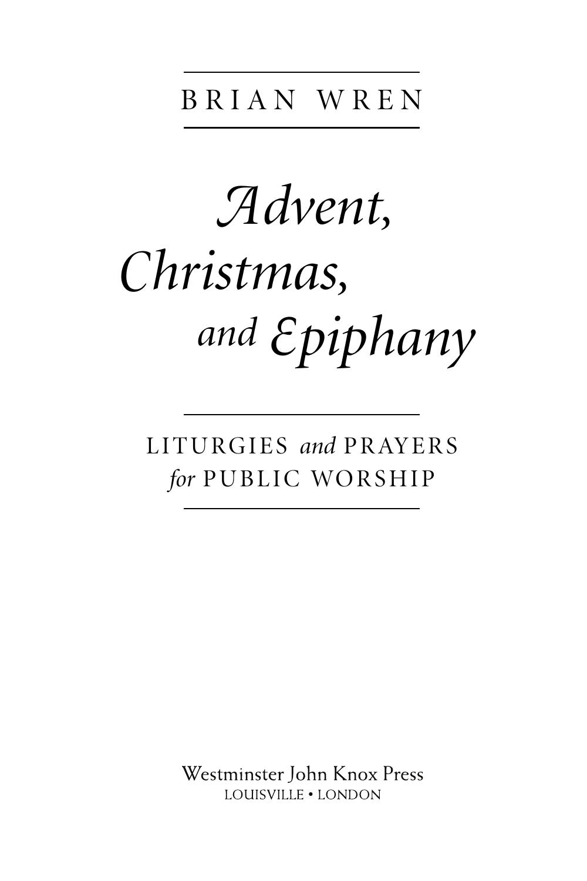BRIAN WREN

# *Advent, Christmas, and Epiphany*

LITURGIES *and* PRAYERS *for* PUBLIC WORSHIP

Westminster John Knox Press
LOUISVILLE • LONDON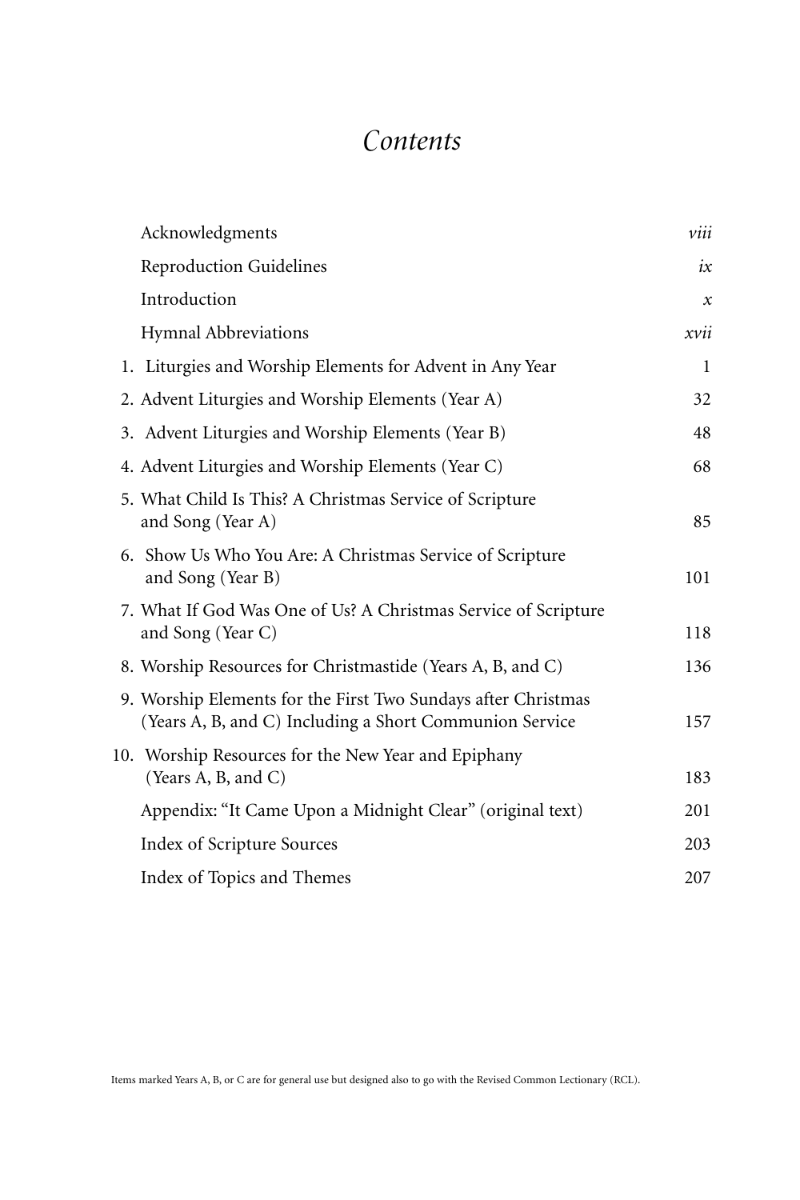# *Contents*

| | |
|---|---|
| Acknowledgments | *viii* |
| Reproduction Guidelines | *ix* |
| Introduction | *x* |
| Hymnal Abbreviations | *xvii* |
| 1. Liturgies and Worship Elements for Advent in Any Year | 1 |
| 2. Advent Liturgies and Worship Elements (Year A) | 32 |
| 3. Advent Liturgies and Worship Elements (Year B) | 48 |
| 4. Advent Liturgies and Worship Elements (Year C) | 68 |
| 5. What Child Is This? A Christmas Service of Scripture and Song (Year A) | 85 |
| 6. Show Us Who You Are: A Christmas Service of Scripture and Song (Year B) | 101 |
| 7. What If God Was One of Us? A Christmas Service of Scripture and Song (Year C) | 118 |
| 8. Worship Resources for Christmastide (Years A, B, and C) | 136 |
| 9. Worship Elements for the First Two Sundays after Christmas (Years A, B, and C) Including a Short Communion Service | 157 |
| 10. Worship Resources for the New Year and Epiphany (Years A, B, and C) | 183 |
| Appendix: "It Came Upon a Midnight Clear" (original text) | 201 |
| Index of Scripture Sources | 203 |
| Index of Topics and Themes | 207 |

Items marked Years A, B, or C are for general use but designed also to go with the Revised Common Lectionary (RCL).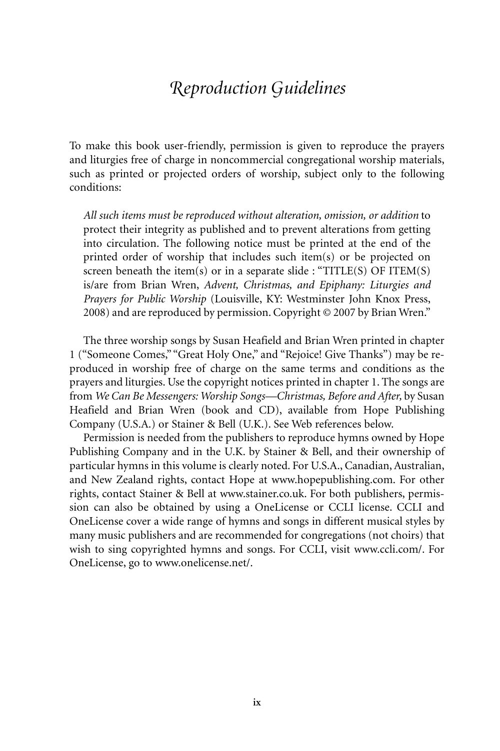# *Reproduction Guidelines*

To make this book user-friendly, permission is given to reproduce the prayers and liturgies free of charge in noncommercial congregational worship materials, such as printed or projected orders of worship, subject only to the following conditions:

> *All such items must be reproduced without alteration, omission, or addition* to protect their integrity as published and to prevent alterations from getting into circulation. The following notice must be printed at the end of the printed order of worship that includes such item(s) or be projected on screen beneath the item(s) or in a separate slide : "TITLE(S) OF ITEM(S) is/are from Brian Wren, *Advent, Christmas, and Epiphany: Liturgies and Prayers for Public Worship* (Louisville, KY: Westminster John Knox Press, 2008) and are reproduced by permission. Copyright © 2007 by Brian Wren."

The three worship songs by Susan Heafield and Brian Wren printed in chapter 1 ("Someone Comes," "Great Holy One," and "Rejoice! Give Thanks") may be reproduced in worship free of charge on the same terms and conditions as the prayers and liturgies. Use the copyright notices printed in chapter 1. The songs are from *We Can Be Messengers: Worship Songs—Christmas, Before and After,* by Susan Heafield and Brian Wren (book and CD), available from Hope Publishing Company (U.S.A.) or Stainer & Bell (U.K.). See Web references below.

Permission is needed from the publishers to reproduce hymns owned by Hope Publishing Company and in the U.K. by Stainer & Bell, and their ownership of particular hymns in this volume is clearly noted. For U.S.A., Canadian, Australian, and New Zealand rights, contact Hope at www.hopepublishing.com. For other rights, contact Stainer & Bell at www.stainer.co.uk. For both publishers, permission can also be obtained by using a OneLicense or CCLI license. CCLI and OneLicense cover a wide range of hymns and songs in different musical styles by many music publishers and are recommended for congregations (not choirs) that wish to sing copyrighted hymns and songs. For CCLI, visit www.ccli.com/. For OneLicense, go to www.onelicense.net/.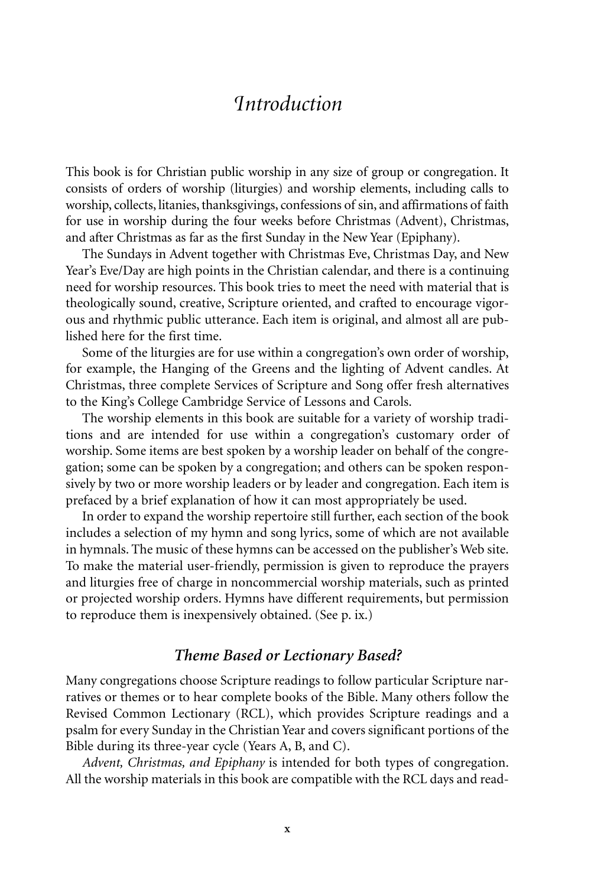# *Introduction*

This book is for Christian public worship in any size of group or congregation. It consists of orders of worship (liturgies) and worship elements, including calls to worship, collects, litanies, thanksgivings, confessions of sin, and affirmations of faith for use in worship during the four weeks before Christmas (Advent), Christmas, and after Christmas as far as the first Sunday in the New Year (Epiphany).

The Sundays in Advent together with Christmas Eve, Christmas Day, and New Year's Eve/Day are high points in the Christian calendar, and there is a continuing need for worship resources. This book tries to meet the need with material that is theologically sound, creative, Scripture oriented, and crafted to encourage vigorous and rhythmic public utterance. Each item is original, and almost all are published here for the first time.

Some of the liturgies are for use within a congregation's own order of worship, for example, the Hanging of the Greens and the lighting of Advent candles. At Christmas, three complete Services of Scripture and Song offer fresh alternatives to the King's College Cambridge Service of Lessons and Carols.

The worship elements in this book are suitable for a variety of worship traditions and are intended for use within a congregation's customary order of worship. Some items are best spoken by a worship leader on behalf of the congregation; some can be spoken by a congregation; and others can be spoken responsively by two or more worship leaders or by leader and congregation. Each item is prefaced by a brief explanation of how it can most appropriately be used.

In order to expand the worship repertoire still further, each section of the book includes a selection of my hymn and song lyrics, some of which are not available in hymnals. The music of these hymns can be accessed on the publisher's Web site. To make the material user-friendly, permission is given to reproduce the prayers and liturgies free of charge in noncommercial worship materials, such as printed or projected worship orders. Hymns have different requirements, but permission to reproduce them is inexpensively obtained. (See p. ix.)

## *Theme Based or Lectionary Based?*

Many congregations choose Scripture readings to follow particular Scripture narratives or themes or to hear complete books of the Bible. Many others follow the Revised Common Lectionary (RCL), which provides Scripture readings and a psalm for every Sunday in the Christian Year and covers significant portions of the Bible during its three-year cycle (Years A, B, and C).

*Advent, Christmas, and Epiphany* is intended for both types of congregation. All the worship materials in this book are compatible with the RCL days and read-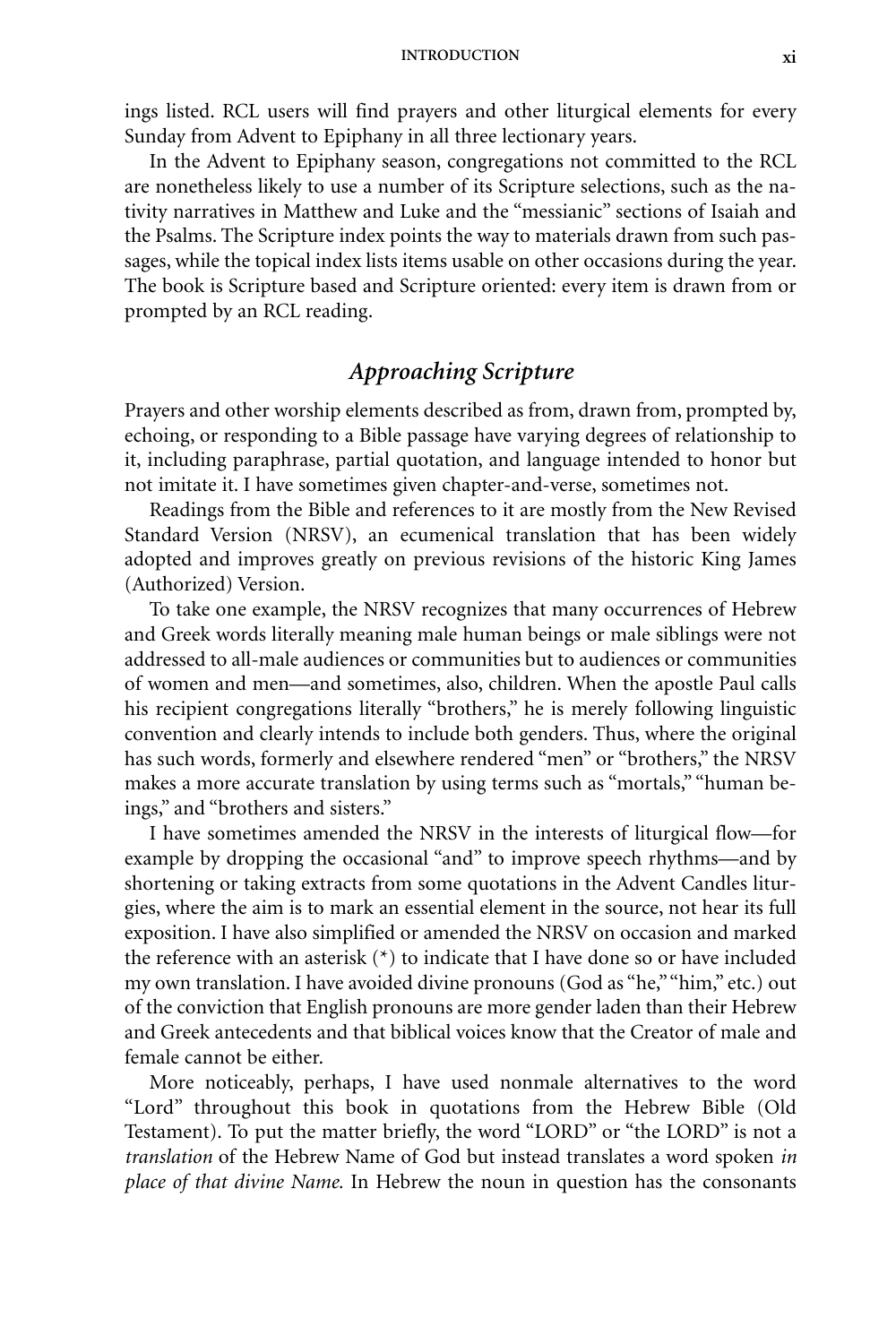ings listed. RCL users will find prayers and other liturgical elements for every Sunday from Advent to Epiphany in all three lectionary years.

In the Advent to Epiphany season, congregations not committed to the RCL are nonetheless likely to use a number of its Scripture selections, such as the nativity narratives in Matthew and Luke and the "messianic" sections of Isaiah and the Psalms. The Scripture index points the way to materials drawn from such passages, while the topical index lists items usable on other occasions during the year. The book is Scripture based and Scripture oriented: every item is drawn from or prompted by an RCL reading.

## *Approaching Scripture*

Prayers and other worship elements described as from, drawn from, prompted by, echoing, or responding to a Bible passage have varying degrees of relationship to it, including paraphrase, partial quotation, and language intended to honor but not imitate it. I have sometimes given chapter-and-verse, sometimes not.

Readings from the Bible and references to it are mostly from the New Revised Standard Version (NRSV), an ecumenical translation that has been widely adopted and improves greatly on previous revisions of the historic King James (Authorized) Version.

To take one example, the NRSV recognizes that many occurrences of Hebrew and Greek words literally meaning male human beings or male siblings were not addressed to all-male audiences or communities but to audiences or communities of women and men—and sometimes, also, children. When the apostle Paul calls his recipient congregations literally "brothers," he is merely following linguistic convention and clearly intends to include both genders. Thus, where the original has such words, formerly and elsewhere rendered "men" or "brothers," the NRSV makes a more accurate translation by using terms such as "mortals," "human beings," and "brothers and sisters."

I have sometimes amended the NRSV in the interests of liturgical flow—for example by dropping the occasional "and" to improve speech rhythms—and by shortening or taking extracts from some quotations in the Advent Candles liturgies, where the aim is to mark an essential element in the source, not hear its full exposition. I have also simplified or amended the NRSV on occasion and marked the reference with an asterisk (*) to indicate that I have done so or have included my own translation. I have avoided divine pronouns (God as "he," "him," etc.) out of the conviction that English pronouns are more gender laden than their Hebrew and Greek antecedents and that biblical voices know that the Creator of male and female cannot be either.

More noticeably, perhaps, I have used nonmale alternatives to the word "Lord" throughout this book in quotations from the Hebrew Bible (Old Testament). To put the matter briefly, the word "LORD" or "the LORD" is not a *translation* of the Hebrew Name of God but instead translates a word spoken *in place of that divine Name.* In Hebrew the noun in question has the consonants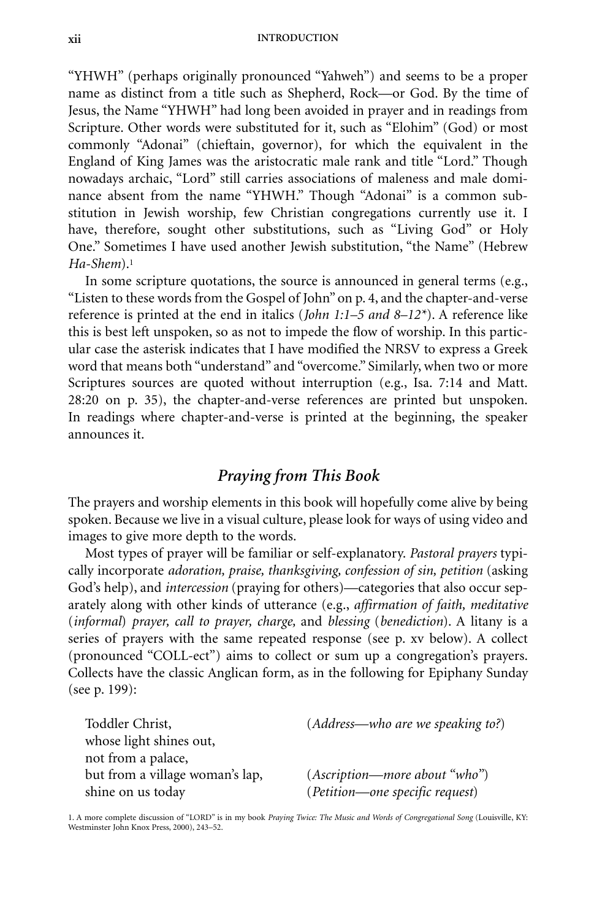"YHWH" (perhaps originally pronounced "Yahweh") and seems to be a proper name as distinct from a title such as Shepherd, Rock—or God. By the time of Jesus, the Name "YHWH" had long been avoided in prayer and in readings from Scripture. Other words were substituted for it, such as "Elohim" (God) or most commonly "Adonai" (chieftain, governor), for which the equivalent in the England of King James was the aristocratic male rank and title "Lord." Though nowadays archaic, "Lord" still carries associations of maleness and male dominance absent from the name "YHWH." Though "Adonai" is a common substitution in Jewish worship, few Christian congregations currently use it. I have, therefore, sought other substitutions, such as "Living God" or Holy One." Sometimes I have used another Jewish substitution, "the Name" (Hebrew *Ha-Shem*).[1]

In some scripture quotations, the source is announced in general terms (e.g., "Listen to these words from the Gospel of John" on p. 4, and the chapter-and-verse reference is printed at the end in italics (*John 1:1–5 and 8–12\**). A reference like this is best left unspoken, so as not to impede the flow of worship. In this particular case the asterisk indicates that I have modified the NRSV to express a Greek word that means both "understand" and "overcome." Similarly, when two or more Scriptures sources are quoted without interruption (e.g., Isa. 7:14 and Matt. 28:20 on p. 35), the chapter-and-verse references are printed but unspoken. In readings where chapter-and-verse is printed at the beginning, the speaker announces it.

## *Praying from This Book*

The prayers and worship elements in this book will hopefully come alive by being spoken. Because we live in a visual culture, please look for ways of using video and images to give more depth to the words.

Most types of prayer will be familiar or self-explanatory. *Pastoral prayers* typically incorporate *adoration, praise, thanksgiving, confession of sin, petition* (asking God's help), and *intercession* (praying for others)—categories that also occur separately along with other kinds of utterance (e.g., *affirmation of faith, meditative* (*informal*) *prayer, call to prayer, charge,* and *blessing* (*benediction*). A litany is a series of prayers with the same repeated response (see p. xv below). A collect (pronounced "COLL-ect") aims to collect or sum up a congregation's prayers. Collects have the classic Anglican form, as in the following for Epiphany Sunday (see p. 199):

| | |
|---|---|
| Toddler Christ, | (*Address—who are we speaking to?*) |
| whose light shines out, | |
| not from a palace, | |
| but from a village woman's lap, | (*Ascription—more about "who"*) |
| shine on us today | (*Petition—one specific request*) |

1. A more complete discussion of "LORD" is in my book *Praying Twice: The Music and Words of Congregational Song* (Louisville, KY: Westminster John Knox Press, 2000), 243–52.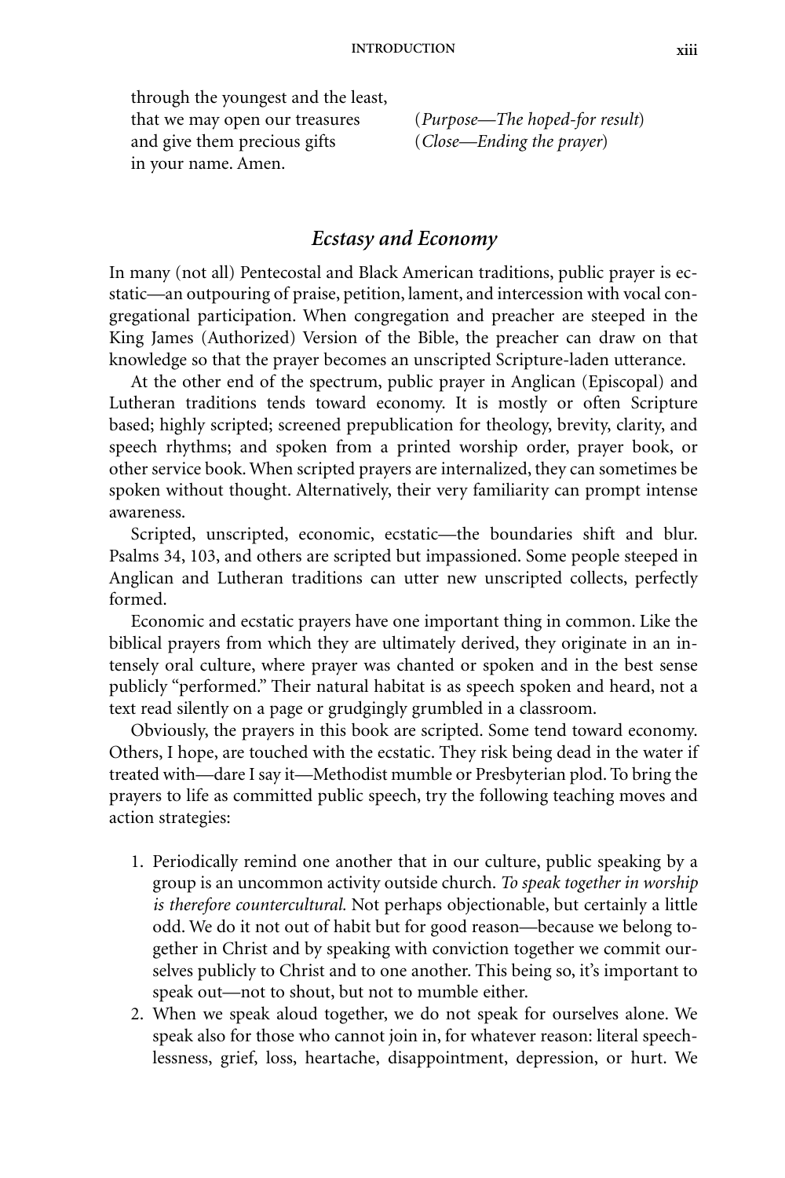through the youngest and the least,
that we may open our treasures (*Purpose—The hoped-for result*)
and give them precious gifts (*Close—Ending the prayer*)
in your name. Amen.

## *Ecstasy and Economy*

In many (not all) Pentecostal and Black American traditions, public prayer is ecstatic—an outpouring of praise, petition, lament, and intercession with vocal congregational participation. When congregation and preacher are steeped in the King James (Authorized) Version of the Bible, the preacher can draw on that knowledge so that the prayer becomes an unscripted Scripture-laden utterance.

At the other end of the spectrum, public prayer in Anglican (Episcopal) and Lutheran traditions tends toward economy. It is mostly or often Scripture based; highly scripted; screened prepublication for theology, brevity, clarity, and speech rhythms; and spoken from a printed worship order, prayer book, or other service book. When scripted prayers are internalized, they can sometimes be spoken without thought. Alternatively, their very familiarity can prompt intense awareness.

Scripted, unscripted, economic, ecstatic—the boundaries shift and blur. Psalms 34, 103, and others are scripted but impassioned. Some people steeped in Anglican and Lutheran traditions can utter new unscripted collects, perfectly formed.

Economic and ecstatic prayers have one important thing in common. Like the biblical prayers from which they are ultimately derived, they originate in an intensely oral culture, where prayer was chanted or spoken and in the best sense publicly "performed." Their natural habitat is as speech spoken and heard, not a text read silently on a page or grudgingly grumbled in a classroom.

Obviously, the prayers in this book are scripted. Some tend toward economy. Others, I hope, are touched with the ecstatic. They risk being dead in the water if treated with—dare I say it—Methodist mumble or Presbyterian plod. To bring the prayers to life as committed public speech, try the following teaching moves and action strategies:

1. Periodically remind one another that in our culture, public speaking by a group is an uncommon activity outside church. *To speak together in worship is therefore countercultural.* Not perhaps objectionable, but certainly a little odd. We do it not out of habit but for good reason—because we belong together in Christ and by speaking with conviction together we commit ourselves publicly to Christ and to one another. This being so, it's important to speak out—not to shout, but not to mumble either.
2. When we speak aloud together, we do not speak for ourselves alone. We speak also for those who cannot join in, for whatever reason: literal speechlessness, grief, loss, heartache, disappointment, depression, or hurt. We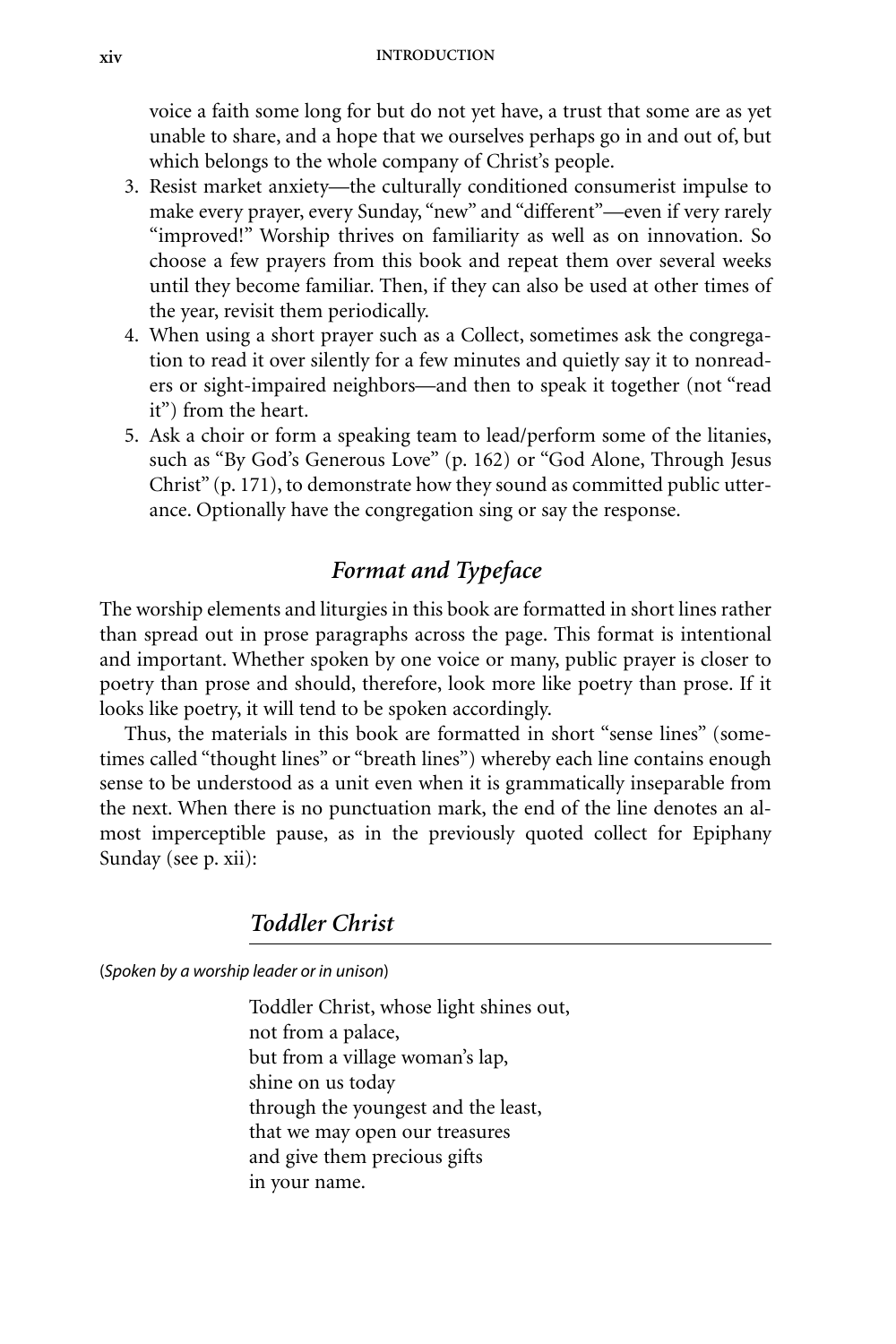voice a faith some long for but do not yet have, a trust that some are as yet unable to share, and a hope that we ourselves perhaps go in and out of, but which belongs to the whole company of Christ's people.

3. Resist market anxiety—the culturally conditioned consumerist impulse to make every prayer, every Sunday, "new" and "different"—even if very rarely "improved!" Worship thrives on familiarity as well as on innovation. So choose a few prayers from this book and repeat them over several weeks until they become familiar. Then, if they can also be used at other times of the year, revisit them periodically.
4. When using a short prayer such as a Collect, sometimes ask the congregation to read it over silently for a few minutes and quietly say it to nonreaders or sight-impaired neighbors—and then to speak it together (not "read it") from the heart.
5. Ask a choir or form a speaking team to lead/perform some of the litanies, such as "By God's Generous Love" (p. 162) or "God Alone, Through Jesus Christ" (p. 171), to demonstrate how they sound as committed public utterance. Optionally have the congregation sing or say the response.

## *Format and Typeface*

The worship elements and liturgies in this book are formatted in short lines rather than spread out in prose paragraphs across the page. This format is intentional and important. Whether spoken by one voice or many, public prayer is closer to poetry than prose and should, therefore, look more like poetry than prose. If it looks like poetry, it will tend to be spoken accordingly.

Thus, the materials in this book are formatted in short "sense lines" (sometimes called "thought lines" or "breath lines") whereby each line contains enough sense to be understood as a unit even when it is grammatically inseparable from the next. When there is no punctuation mark, the end of the line denotes an almost imperceptible pause, as in the previously quoted collect for Epiphany Sunday (see p. xii):

### *Toddler Christ*

(*Spoken by a worship leader or in unison*)

Toddler Christ, whose light shines out,
not from a palace,
but from a village woman's lap,
shine on us today
through the youngest and the least,
that we may open our treasures
and give them precious gifts
in your name.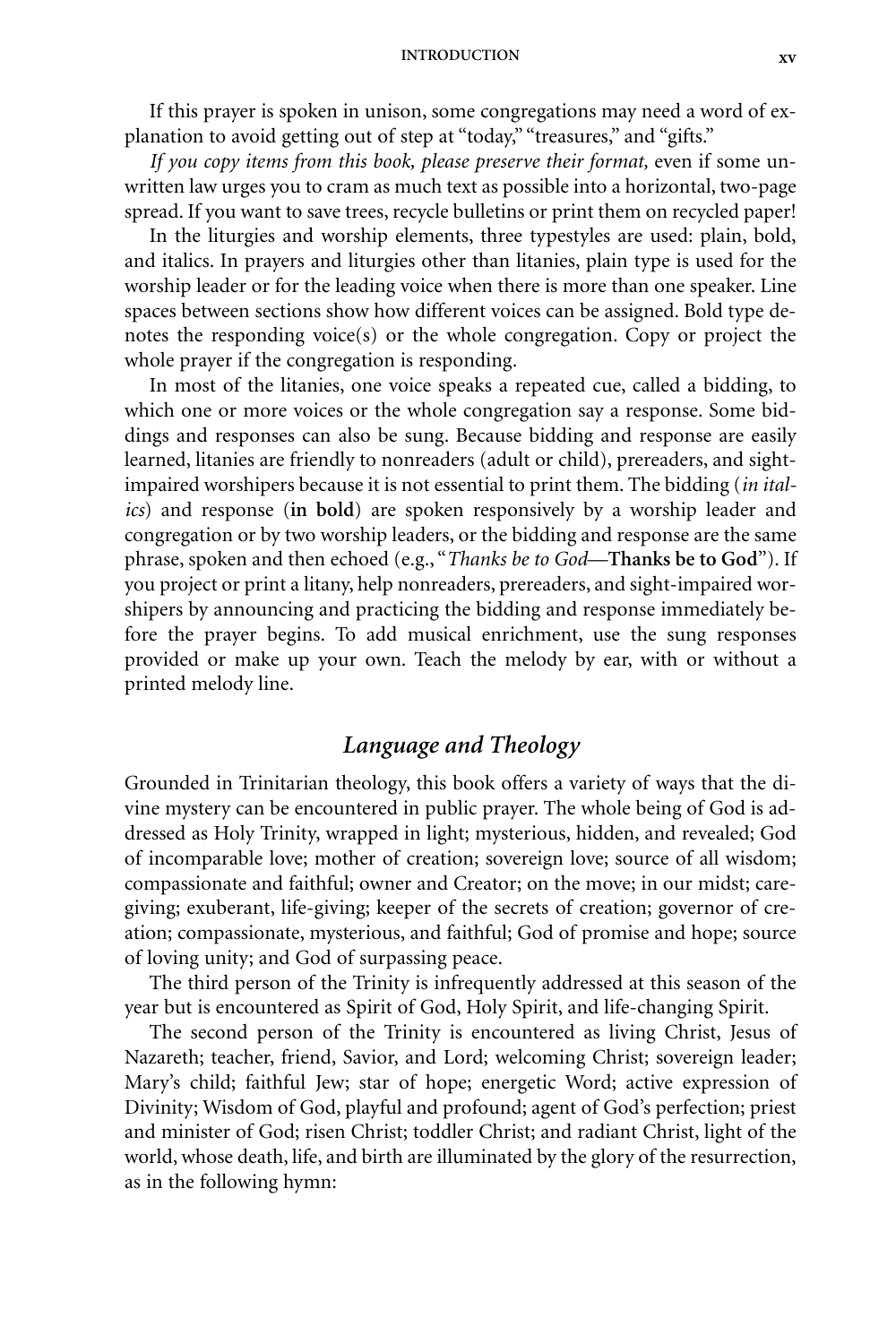If this prayer is spoken in unison, some congregations may need a word of explanation to avoid getting out of step at "today," "treasures," and "gifts."

*If you copy items from this book, please preserve their format,* even if some unwritten law urges you to cram as much text as possible into a horizontal, two-page spread. If you want to save trees, recycle bulletins or print them on recycled paper!

In the liturgies and worship elements, three typestyles are used: plain, bold, and italics. In prayers and liturgies other than litanies, plain type is used for the worship leader or for the leading voice when there is more than one speaker. Line spaces between sections show how different voices can be assigned. Bold type denotes the responding voice(s) or the whole congregation. Copy or project the whole prayer if the congregation is responding.

In most of the litanies, one voice speaks a repeated cue, called a bidding, to which one or more voices or the whole congregation say a response. Some biddings and responses can also be sung. Because bidding and response are easily learned, litanies are friendly to nonreaders (adult or child), prereaders, and sight-impaired worshipers because it is not essential to print them. The bidding (*in italics*) and response (**in bold**) are spoken responsively by a worship leader and congregation or by two worship leaders, or the bidding and response are the same phrase, spoken and then echoed (e.g., "*Thanks be to God*—**Thanks be to God**"). If you project or print a litany, help nonreaders, prereaders, and sight-impaired worshipers by announcing and practicing the bidding and response immediately before the prayer begins. To add musical enrichment, use the sung responses provided or make up your own. Teach the melody by ear, with or without a printed melody line.

## *Language and Theology*

Grounded in Trinitarian theology, this book offers a variety of ways that the divine mystery can be encountered in public prayer. The whole being of God is addressed as Holy Trinity, wrapped in light; mysterious, hidden, and revealed; God of incomparable love; mother of creation; sovereign love; source of all wisdom; compassionate and faithful; owner and Creator; on the move; in our midst; caregiving; exuberant, life-giving; keeper of the secrets of creation; governor of creation; compassionate, mysterious, and faithful; God of promise and hope; source of loving unity; and God of surpassing peace.

The third person of the Trinity is infrequently addressed at this season of the year but is encountered as Spirit of God, Holy Spirit, and life-changing Spirit.

The second person of the Trinity is encountered as living Christ, Jesus of Nazareth; teacher, friend, Savior, and Lord; welcoming Christ; sovereign leader; Mary's child; faithful Jew; star of hope; energetic Word; active expression of Divinity; Wisdom of God, playful and profound; agent of God's perfection; priest and minister of God; risen Christ; toddler Christ; and radiant Christ, light of the world, whose death, life, and birth are illuminated by the glory of the resurrection, as in the following hymn: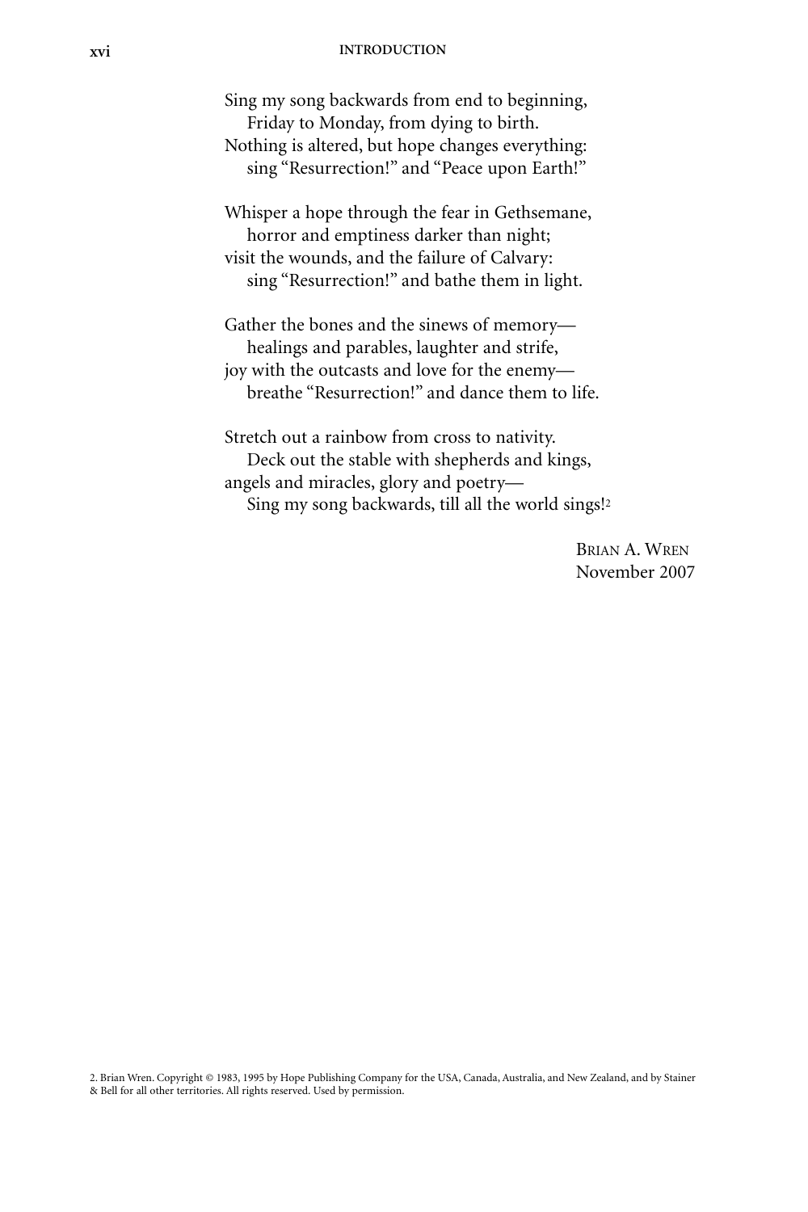Sing my song backwards from end to beginning,  
  Friday to Monday, from dying to birth.  
Nothing is altered, but hope changes everything:  
  sing "Resurrection!" and "Peace upon Earth!"

Whisper a hope through the fear in Gethsemane,  
  horror and emptiness darker than night;  
visit the wounds, and the failure of Calvary:  
  sing "Resurrection!" and bathe them in light.

Gather the bones and the sinews of memory—  
  healings and parables, laughter and strife,  
joy with the outcasts and love for the enemy—  
  breathe "Resurrection!" and dance them to life.

Stretch out a rainbow from cross to nativity.  
  Deck out the stable with shepherds and kings,  
angels and miracles, glory and poetry—  
  Sing my song backwards, till all the world sings![2]

Brian A. Wren  
November 2007

2. Brian Wren. Copyright © 1983, 1995 by Hope Publishing Company for the USA, Canada, Australia, and New Zealand, and by Stainer & Bell for all other territories. All rights reserved. Used by permission.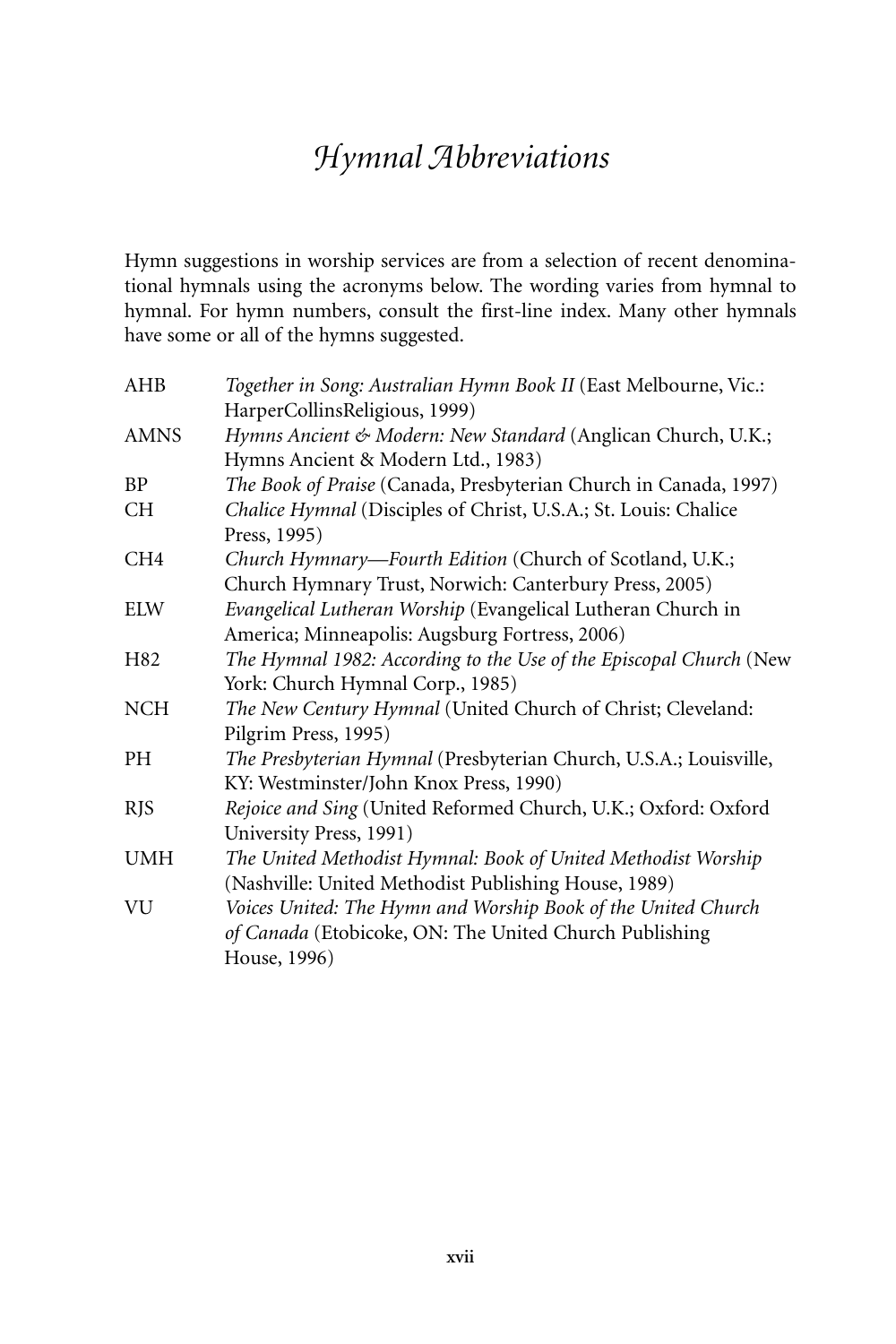# *Hymnal Abbreviations*

Hymn suggestions in worship services are from a selection of recent denominational hymnals using the acronyms below. The wording varies from hymnal to hymnal. For hymn numbers, consult the first-line index. Many other hymnals have some or all of the hymns suggested.

| | |
|---|---|
| AHB | *Together in Song: Australian Hymn Book II* (East Melbourne, Vic.: HarperCollinsReligious, 1999) |
| AMNS | *Hymns Ancient & Modern: New Standard* (Anglican Church, U.K.; Hymns Ancient & Modern Ltd., 1983) |
| BP | *The Book of Praise* (Canada, Presbyterian Church in Canada, 1997) |
| CH | *Chalice Hymnal* (Disciples of Christ, U.S.A.; St. Louis: Chalice Press, 1995) |
| CH4 | *Church Hymnary—Fourth Edition* (Church of Scotland, U.K.; Church Hymnary Trust, Norwich: Canterbury Press, 2005) |
| ELW | *Evangelical Lutheran Worship* (Evangelical Lutheran Church in America; Minneapolis: Augsburg Fortress, 2006) |
| H82 | *The Hymnal 1982: According to the Use of the Episcopal Church* (New York: Church Hymnal Corp., 1985) |
| NCH | *The New Century Hymnal* (United Church of Christ; Cleveland: Pilgrim Press, 1995) |
| PH | *The Presbyterian Hymnal* (Presbyterian Church, U.S.A.; Louisville, KY: Westminster/John Knox Press, 1990) |
| RJS | *Rejoice and Sing* (United Reformed Church, U.K.; Oxford: Oxford University Press, 1991) |
| UMH | *The United Methodist Hymnal: Book of United Methodist Worship* (Nashville: United Methodist Publishing House, 1989) |
| VU | *Voices United: The Hymn and Worship Book of the United Church of Canada* (Etobicoke, ON: The United Church Publishing House, 1996) |